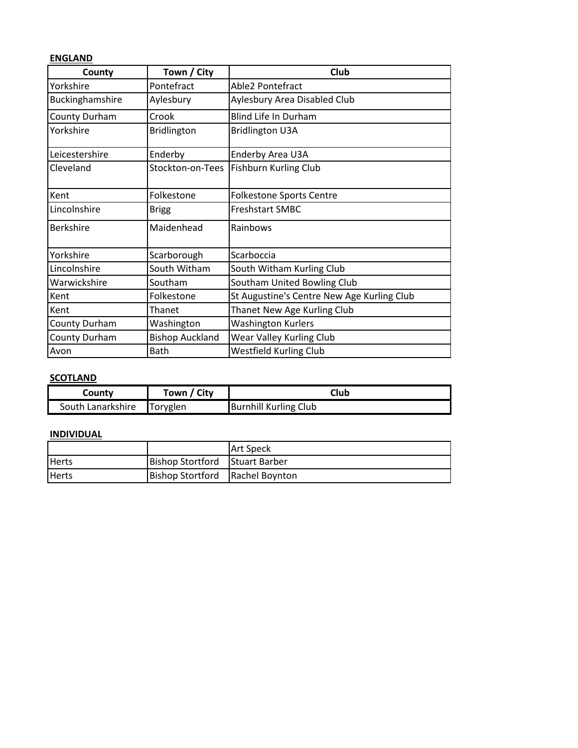**ENGLAND**

| County | Town / City | Club |
|---|---|---|
| Yorkshire | Pontefract | Able2 Pontefract |
| Buckinghamshire | Aylesbury | Aylesbury Area Disabled Club |
| County Durham | Crook | Blind Life In Durham |
| Yorkshire | Bridlington | Bridlington U3A |
| Leicestershire | Enderby | Enderby Area U3A |
| Cleveland | Stockton-on-Tees | Fishburn Kurling Club |
| Kent | Folkestone | Folkestone Sports Centre |
| Lincolnshire | Brigg | Freshstart SMBC |
| Berkshire | Maidenhead | Rainbows |
| Yorkshire | Scarborough | Scarboccia |
| Lincolnshire | South Witham | South Witham Kurling Club |
| Warwickshire | Southam | Southam United Bowling Club |
| Kent | Folkestone | St Augustine's Centre New Age Kurling Club |
| Kent | Thanet | Thanet New Age Kurling Club |
| County Durham | Washington | Washington Kurlers |
| County Durham | Bishop Auckland | Wear Valley Kurling Club |
| Avon | Bath | Westfield Kurling Club |

**SCOTLAND**

| County | Town / City | Club |
|---|---|---|
| South Lanarkshire | Toryglen | Burnhill Kurling Club |

**INDIVIDUAL**

| | | |
|---|---|---|
| | | Art Speck |
| Herts | Bishop Stortford | Stuart Barber |
| Herts | Bishop Stortford | Rachel Boynton |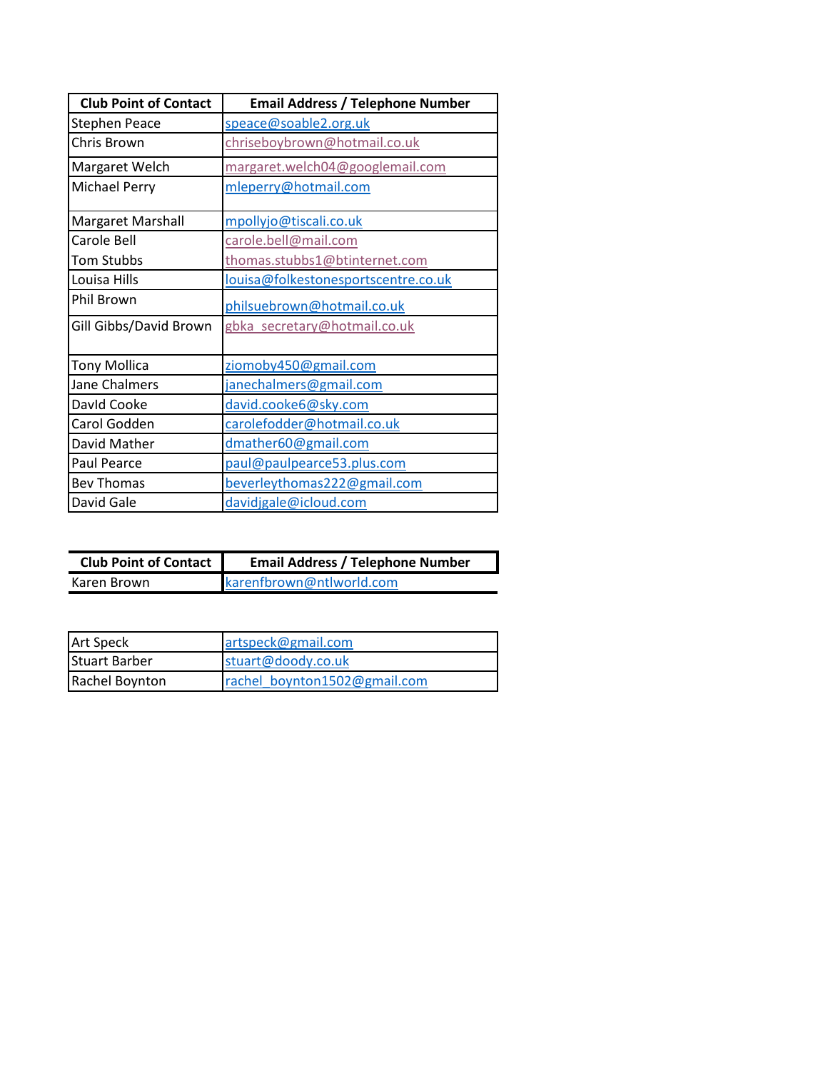| Club Point of Contact | Email Address / Telephone Number |
| --- | --- |
| Stephen Peace | speace@soable2.org.uk |
| Chris Brown | chriseboybrown@hotmail.co.uk |
| Margaret Welch | margaret.welch04@googlemail.com |
| Michael Perry | mleperry@hotmail.com |
| Margaret Marshall | mpollyjo@tiscali.co.uk |
| Carole Bell | carole.bell@mail.com |
| Tom Stubbs | thomas.stubbs1@btinternet.com |
| Louisa Hills | louisa@folkestonesportscentre.co.uk |
| Phil Brown | philsuebrown@hotmail.co.uk |
| Gill Gibbs/David Brown | gbka_secretary@hotmail.co.uk |
| Tony Mollica | ziomoby450@gmail.com |
| Jane Chalmers | janechalmers@gmail.com |
| DavId Cooke | david.cooke6@sky.com |
| Carol Godden | carolefodder@hotmail.co.uk |
| David Mather | dmather60@gmail.com |
| Paul Pearce | paul@paulpearce53.plus.com |
| Bev Thomas | beverleythomas222@gmail.com |
| David Gale | davidjgale@icloud.com |

| Club Point of Contact | Email Address / Telephone Number |
| --- | --- |
| Karen Brown | karenfbrown@ntlworld.com |

| | |
| --- | --- |
| Art Speck | artspeck@gmail.com |
| Stuart Barber | stuart@doody.co.uk |
| Rachel Boynton | rachel_boynton1502@gmail.com |